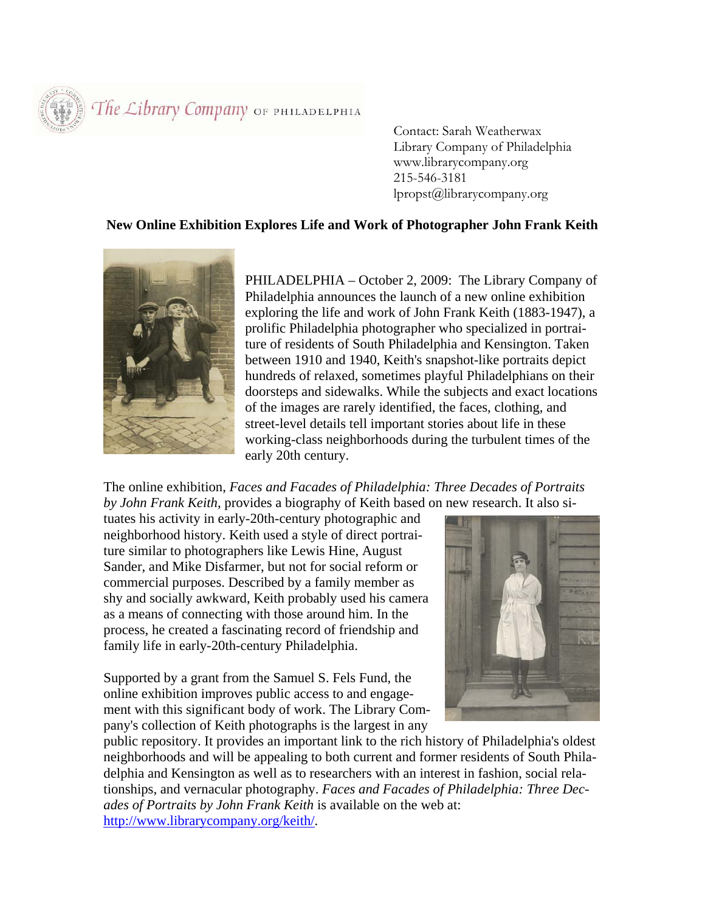The Library Company OF PHILADELPHIA

Contact: Sarah Weatherwax
Library Company of Philadelphia
www.librarycompany.org
215-546-3181
lpropst@librarycompany.org

**New Online Exhibition Explores Life and Work of Photographer John Frank Keith**

PHILADELPHIA – October 2, 2009: The Library Company of Philadelphia announces the launch of a new online exhibition exploring the life and work of John Frank Keith (1883-1947), a prolific Philadelphia photographer who specialized in portraiture of residents of South Philadelphia and Kensington. Taken between 1910 and 1940, Keith's snapshot-like portraits depict hundreds of relaxed, sometimes playful Philadelphians on their doorsteps and sidewalks. While the subjects and exact locations of the images are rarely identified, the faces, clothing, and street-level details tell important stories about life in these working-class neighborhoods during the turbulent times of the early 20th century.

The online exhibition, *Faces and Facades of Philadelphia: Three Decades of Portraits by John Frank Keith*, provides a biography of Keith based on new research. It also situates his activity in early-20th-century photographic and neighborhood history. Keith used a style of direct portraiture similar to photographers like Lewis Hine, August Sander, and Mike Disfarmer, but not for social reform or commercial purposes. Described by a family member as shy and socially awkward, Keith probably used his camera as a means of connecting with those around him. In the process, he created a fascinating record of friendship and family life in early-20th-century Philadelphia.

Supported by a grant from the Samuel S. Fels Fund, the online exhibition improves public access to and engagement with this significant body of work. The Library Company's collection of Keith photographs is the largest in any public repository. It provides an important link to the rich history of Philadelphia's oldest neighborhoods and will be appealing to both current and former residents of South Philadelphia and Kensington as well as to researchers with an interest in fashion, social relationships, and vernacular photography. *Faces and Facades of Philadelphia: Three Decades of Portraits by John Frank Keith* is available on the web at: http://www.librarycompany.org/keith/.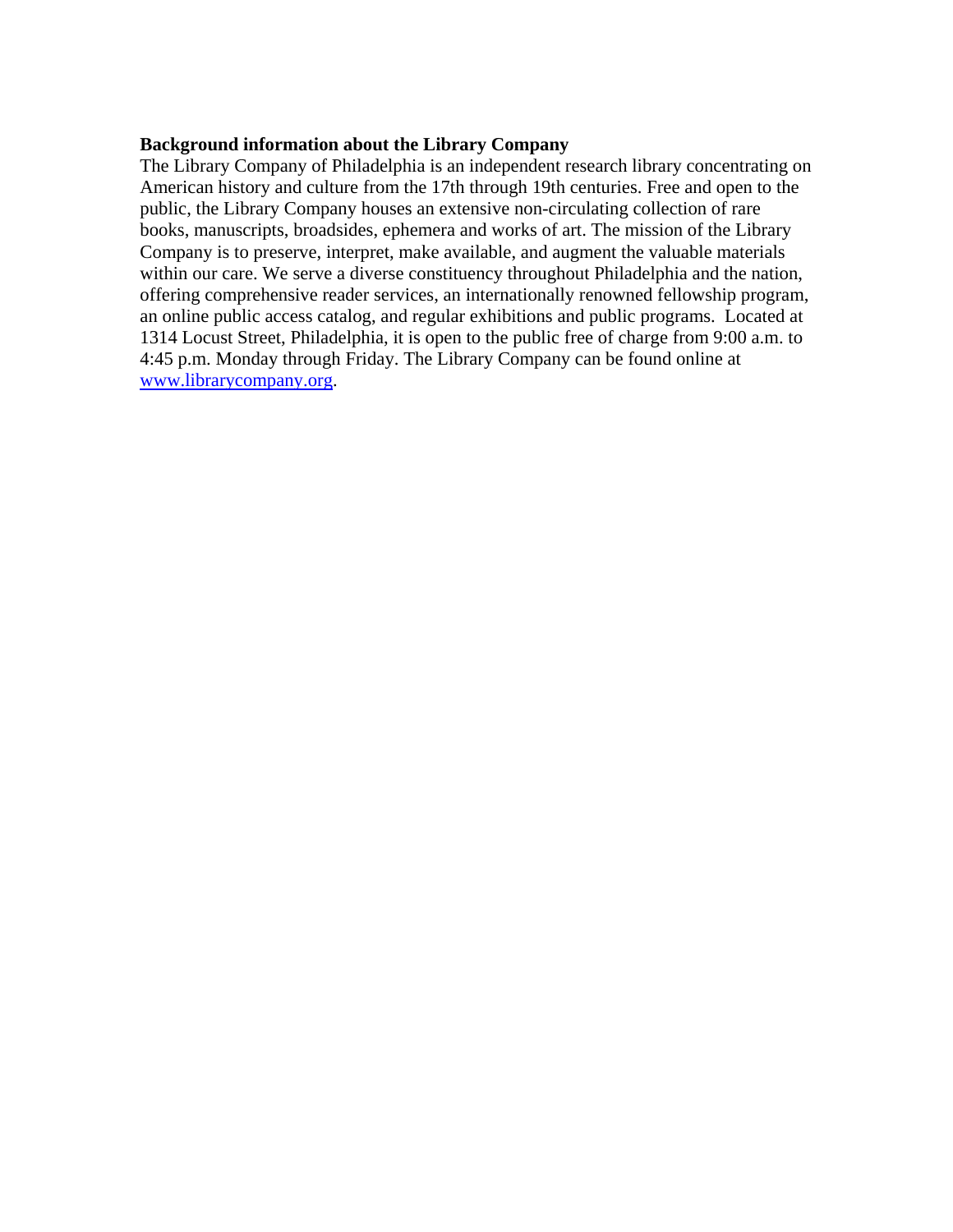**Background information about the Library Company**

The Library Company of Philadelphia is an independent research library concentrating on American history and culture from the 17th through 19th centuries. Free and open to the public, the Library Company houses an extensive non-circulating collection of rare books, manuscripts, broadsides, ephemera and works of art. The mission of the Library Company is to preserve, interpret, make available, and augment the valuable materials within our care. We serve a diverse constituency throughout Philadelphia and the nation, offering comprehensive reader services, an internationally renowned fellowship program, an online public access catalog, and regular exhibitions and public programs. Located at 1314 Locust Street, Philadelphia, it is open to the public free of charge from 9:00 a.m. to 4:45 p.m. Monday through Friday. The Library Company can be found online at [www.librarycompany.org](http://www.librarycompany.org).